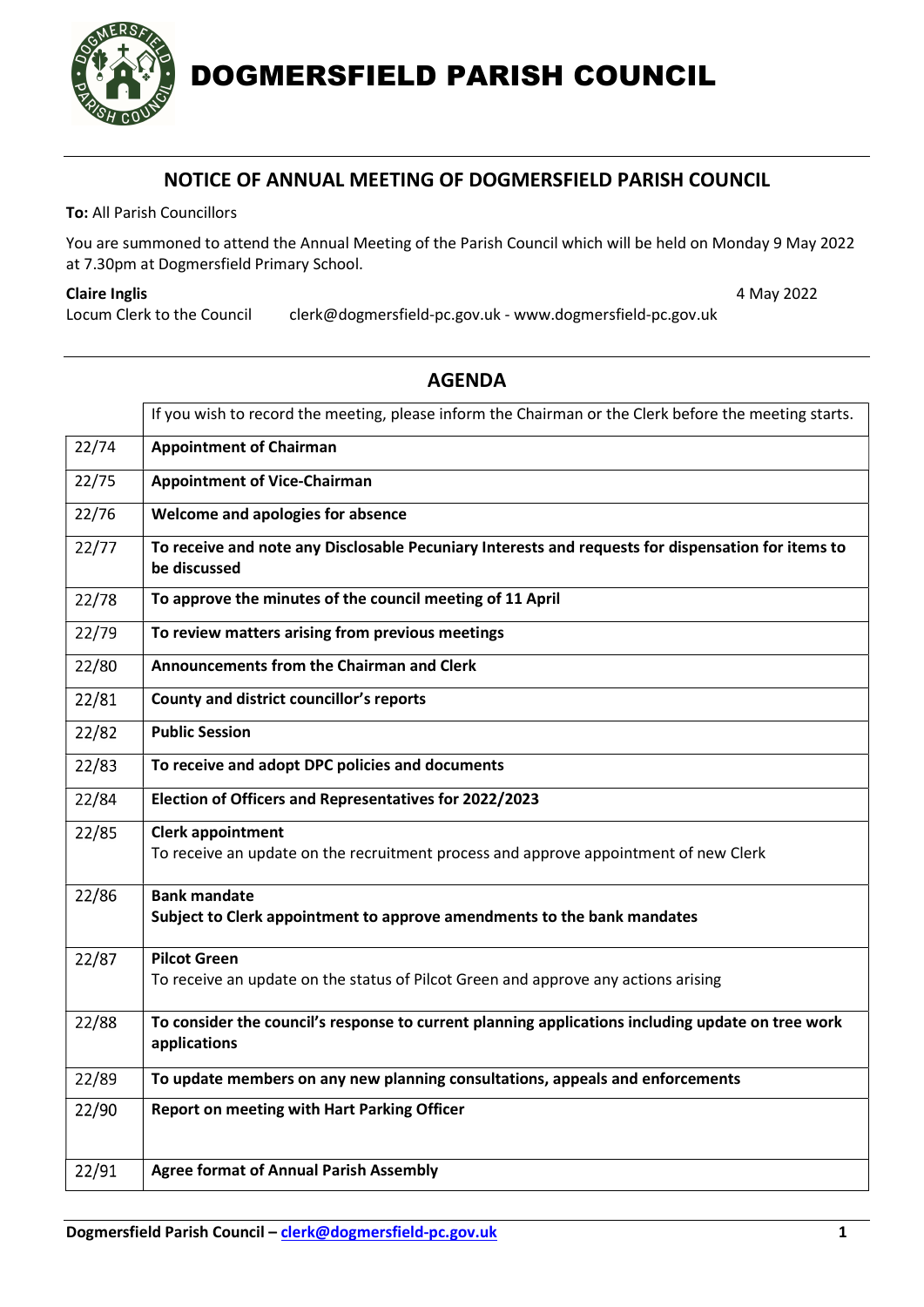# DOGMERSFIELD PARISH COUNCIL

## NOTICE OF ANNUAL MEETING OF DOGMERSFIELD PARISH COUNCIL

**To:** All Parish Councillors

You are summoned to attend the Annual Meeting of the Parish Council which will be held on Monday 9 May 2022 at 7.30pm at Dogmersfield Primary School.

**Claire Inglis** 4 May 2022
Locum Clerk to the Council clerk@dogmersfield-pc.gov.uk - www.dogmersfield-pc.gov.uk

## AGENDA

| | |
|---|---|
| | If you wish to record the meeting, please inform the Chairman or the Clerk before the meeting starts. |
| 22/74 | **Appointment of Chairman** |
| 22/75 | **Appointment of Vice-Chairman** |
| 22/76 | **Welcome and apologies for absence** |
| 22/77 | **To receive and note any Disclosable Pecuniary Interests and requests for dispensation for items to be discussed** |
| 22/78 | **To approve the minutes of the council meeting of 11 April** |
| 22/79 | **To review matters arising from previous meetings** |
| 22/80 | **Announcements from the Chairman and Clerk** |
| 22/81 | **County and district councillor's reports** |
| 22/82 | **Public Session** |
| 22/83 | **To receive and adopt DPC policies and documents** |
| 22/84 | **Election of Officers and Representatives for 2022/2023** |
| 22/85 | **Clerk appointment**<br>To receive an update on the recruitment process and approve appointment of new Clerk |
| 22/86 | **Bank mandate**<br>**Subject to Clerk appointment to approve amendments to the bank mandates** |
| 22/87 | **Pilcot Green**<br>To receive an update on the status of Pilcot Green and approve any actions arising |
| 22/88 | **To consider the council's response to current planning applications including update on tree work applications** |
| 22/89 | **To update members on any new planning consultations, appeals and enforcements** |
| 22/90 | **Report on meeting with Hart Parking Officer** |
| 22/91 | **Agree format of Annual Parish Assembly** |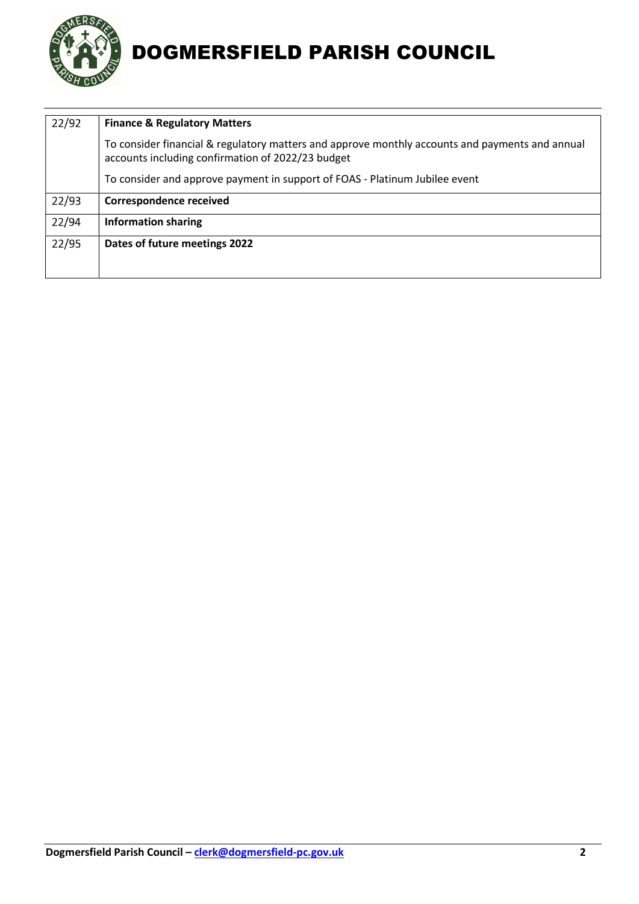| | |
|---|---|
| 22/92 | **Finance & Regulatory Matters**<br>To consider financial & regulatory matters and approve monthly accounts and payments and annual accounts including confirmation of 2022/23 budget<br>To consider and approve payment in support of FOAS - Platinum Jubilee event |
| 22/93 | **Correspondence received** |
| 22/94 | **Information sharing** |
| 22/95 | **Dates of future meetings 2022** |